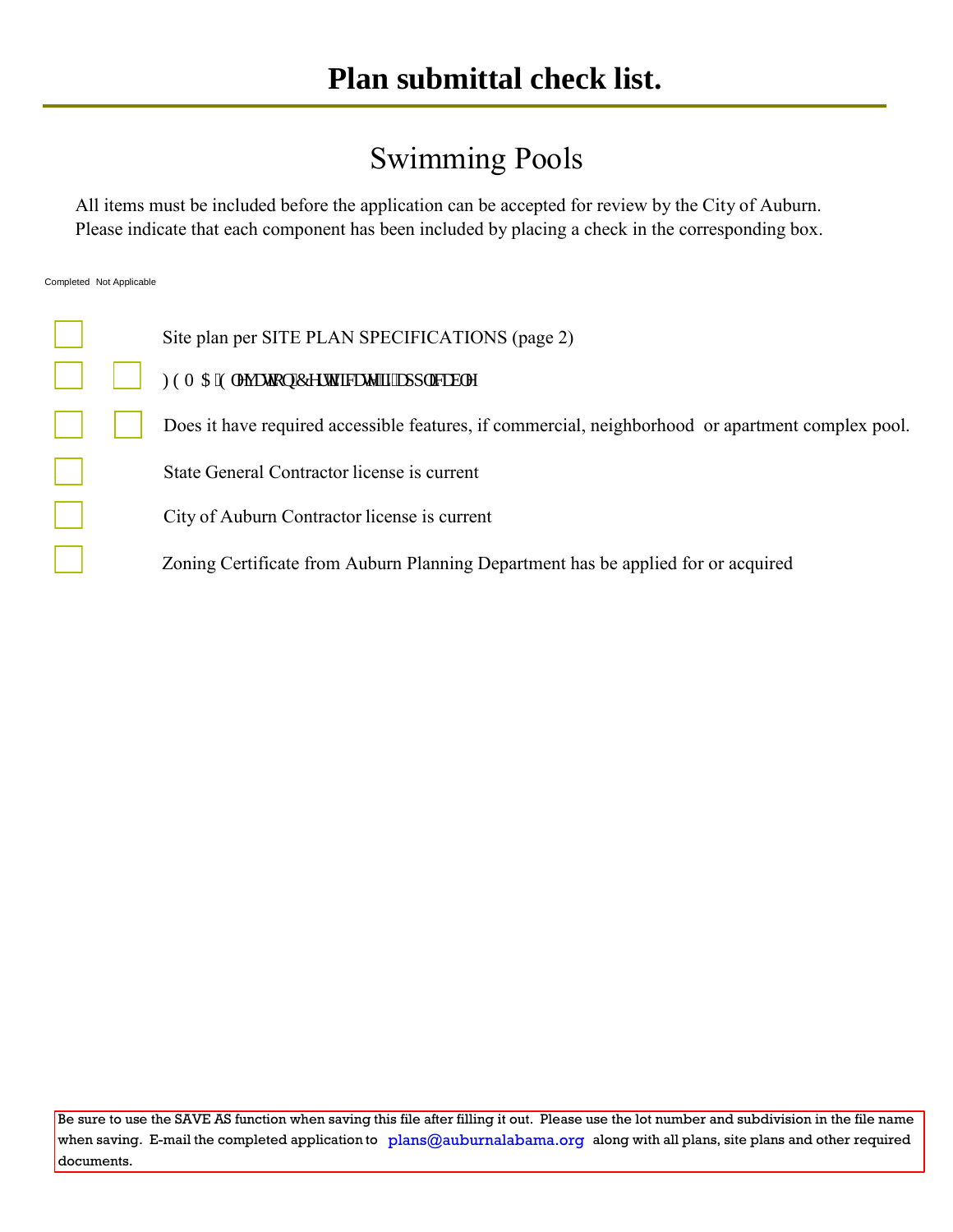# Plan submittal check list.

## Swimming Pools

All items must be included before the application can be accepted for review by the City of Auburn. Please indicate that each component has been included by placing a check in the corresponding box.

| Completed | Not Applicable | |
|---|---|---|
| ☐ | | Site plan per SITE PLAN SPECIFICATIONS (page 2) |
| ☐ | ☐ | FEMA Elevation Certificate if applicable |
| ☐ | ☐ | Does it have required accessible features, if commercial, neighborhood or apartment complex pool. |
| ☐ | | State General Contractor license is current |
| ☐ | | City of Auburn Contractor license is current |
| ☐ | | Zoning Certificate from Auburn Planning Department has be applied for or acquired |

Be sure to use the SAVE AS function when saving this file after filling it out. Please use the lot number and subdivision in the file name when saving. E-mail the completed application to plans@auburnalabama.org along with all plans, site plans and other required documents.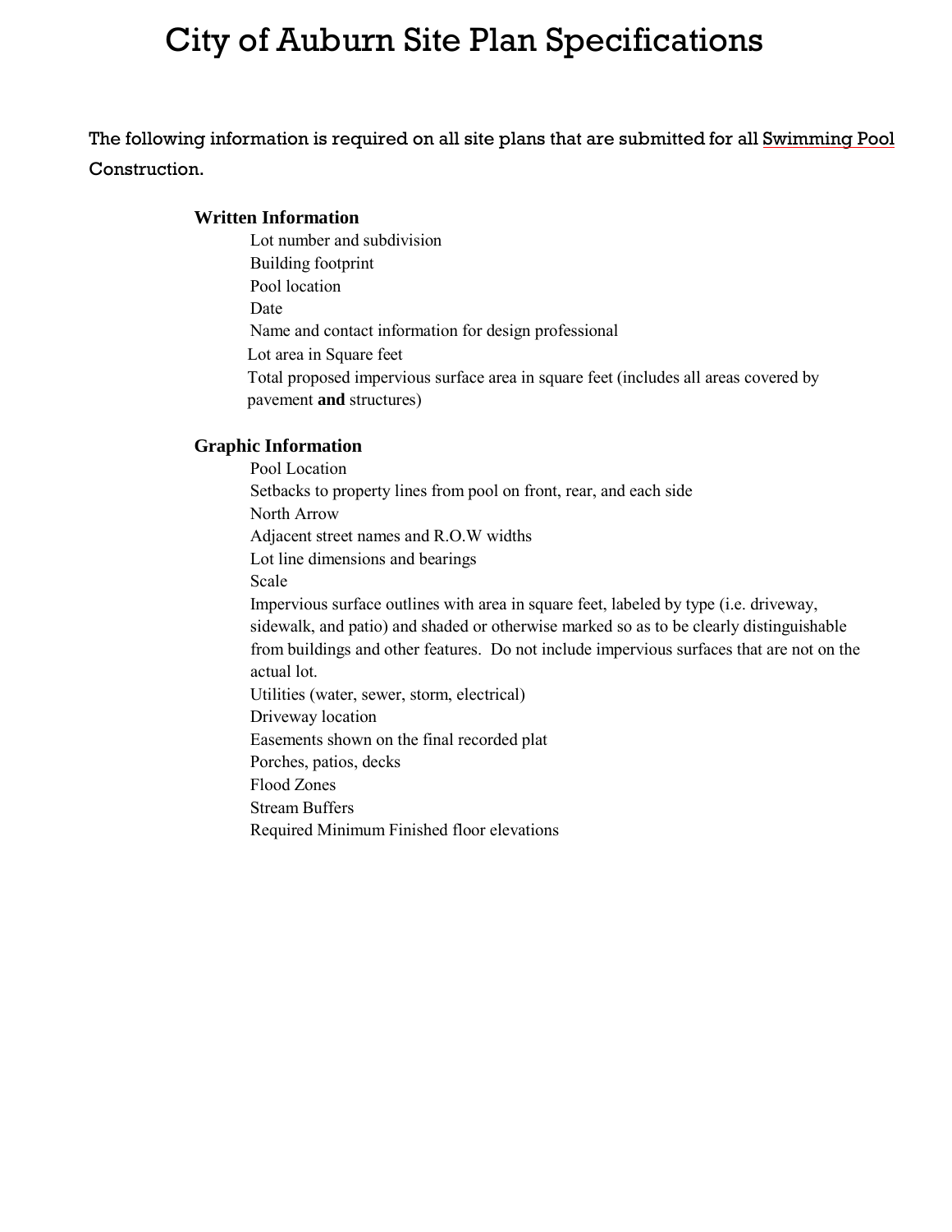# City of Auburn Site Plan Specifications

The following information is required on all site plans that are submitted for all <u>Swimming Pool</u> Construction.

### Written Information

- Lot number and subdivision
- Building footprint
- Pool location
- Date
- Name and contact information for design professional
- Lot area in Square feet
- Total proposed impervious surface area in square feet (includes all areas covered by pavement **and** structures)

### Graphic Information

- Pool Location
- Setbacks to property lines from pool on front, rear, and each side
- North Arrow
- Adjacent street names and R.O.W widths
- Lot line dimensions and bearings
- Scale
- Impervious surface outlines with area in square feet, labeled by type (i.e. driveway, sidewalk, and patio) and shaded or otherwise marked so as to be clearly distinguishable from buildings and other features. Do not include impervious surfaces that are not on the actual lot.
- Utilities (water, sewer, storm, electrical)
- Driveway location
- Easements shown on the final recorded plat
- Porches, patios, decks
- Flood Zones
- Stream Buffers
- Required Minimum Finished floor elevations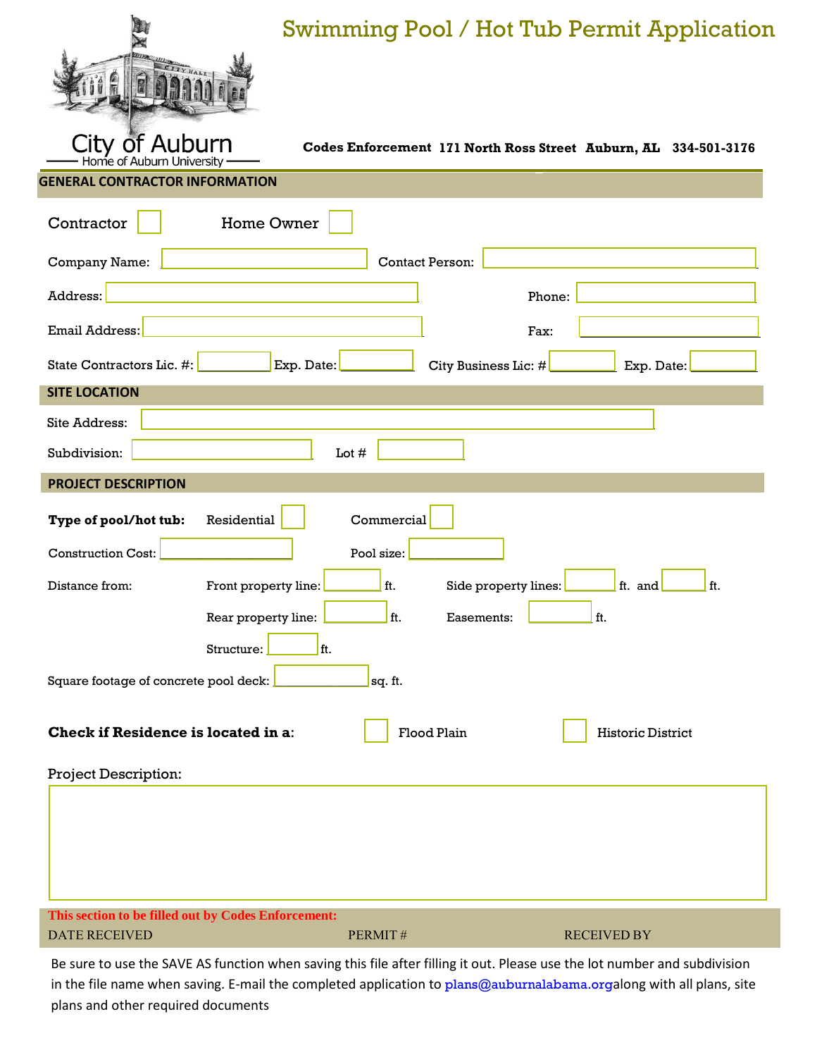City of Auburn
Home of Auburn University

# Swimming Pool / Hot Tub Permit Application

**Codes Enforcement 171 North Ross Street Auburn, AL 334-501-3176**

## GENERAL CONTRACTOR INFORMATION

Contractor ☐ Home Owner ☐

Company Name: ____________ Contact Person: ____________

Address: ____________ Phone: ____________

Email Address: ____________ Fax: ____________

State Contractors Lic. #: ____________ Exp. Date: ____________ City Business Lic: # ____________ Exp. Date: ____________

## SITE LOCATION

Site Address: ____________

Subdivision: ____________ Lot # ____________

## PROJECT DESCRIPTION

**Type of pool/hot tub:** Residential ☐ Commercial ☐

Construction Cost: ____________ Pool size: ____________

Distance from:

Front property line: ______ ft. Side property lines: ______ ft. and ______ ft.

Rear property line: ______ ft. Easements: ______ ft.

Structure: ______ ft.

Square footage of concrete pool deck: ______ sq. ft.

**Check if Residence is located in a**: ☐ Flood Plain ☐ Historic District

Project Description:

____________

**This section to be filled out by Codes Enforcement:**

DATE RECEIVED PERMIT # RECEIVED BY

Be sure to use the SAVE AS function when saving this file after filling it out. Please use the lot number and subdivision in the file name when saving. E-mail the completed application to plans@auburnalabama.orgalong with all plans, site plans and other required documents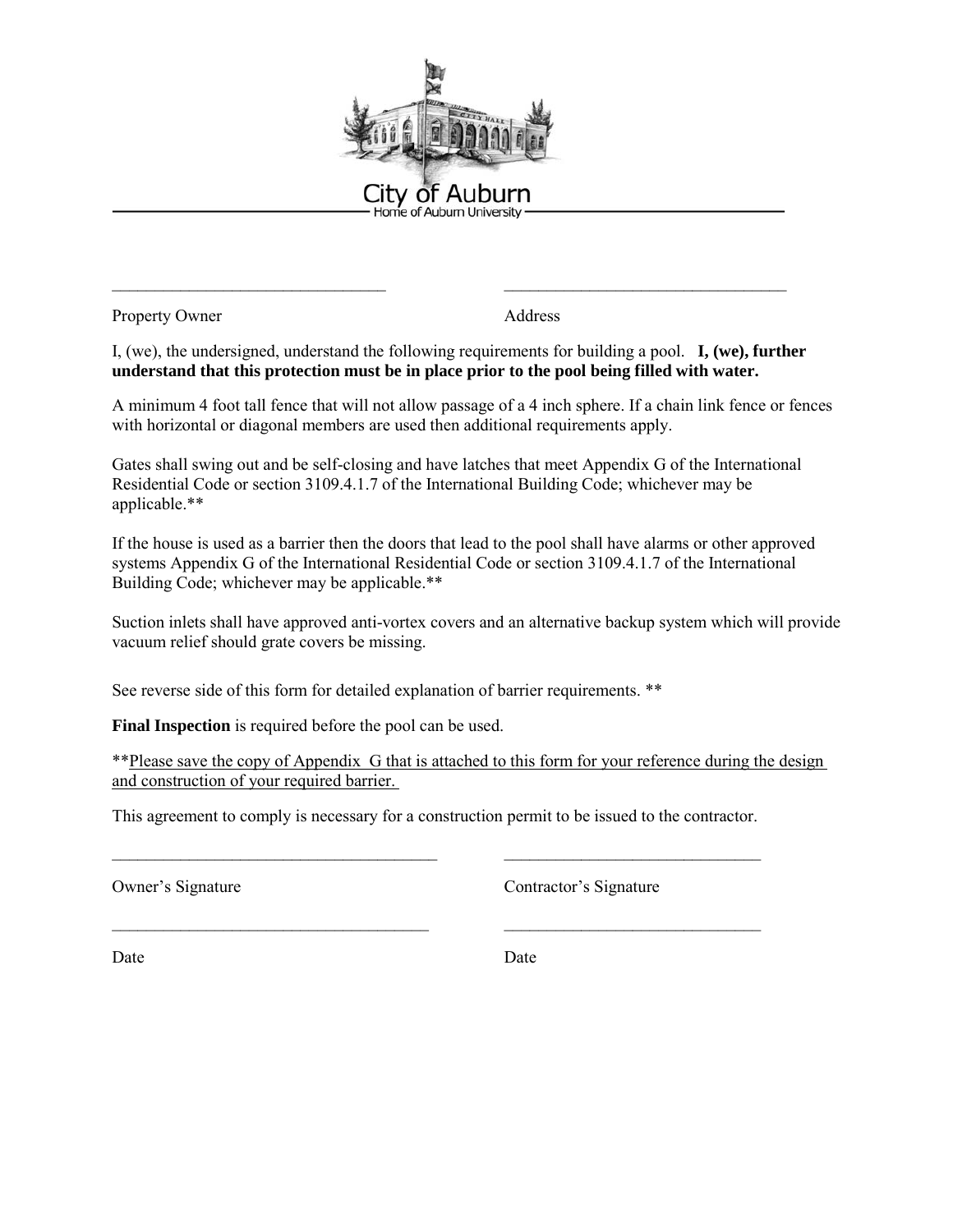# City of Auburn

Home of Auburn University

\_\_\_\_\_\_\_\_\_\_\_\_\_\_\_\_\_\_\_\_\_\_\_\_\_\_\_\_\_\_\_\_ \_\_\_\_\_\_\_\_\_\_\_\_\_\_\_\_\_\_\_\_\_\_\_\_\_\_\_\_\_\_\_\_\_

Property Owner Address

I, (we), the undersigned, understand the following requirements for building a pool. **I, (we), further understand that this protection must be in place prior to the pool being filled with water.**

A minimum 4 foot tall fence that will not allow passage of a 4 inch sphere. If a chain link fence or fences with horizontal or diagonal members are used then additional requirements apply.

Gates shall swing out and be self-closing and have latches that meet Appendix G of the International Residential Code or section 3109.4.1.7 of the International Building Code; whichever may be applicable.**

If the house is used as a barrier then the doors that lead to the pool shall have alarms or other approved systems Appendix G of the International Residential Code or section 3109.4.1.7 of the International Building Code; whichever may be applicable.**

Suction inlets shall have approved anti-vortex covers and an alternative backup system which will provide vacuum relief should grate covers be missing.

See reverse side of this form for detailed explanation of barrier requirements. **

**Final Inspection** is required before the pool can be used.

**<u>Please save the copy of Appendix G that is attached to this form for your reference during the design and construction of your required barrier.</u>

This agreement to comply is necessary for a construction permit to be issued to the contractor.

\_\_\_\_\_\_\_\_\_\_\_\_\_\_\_\_\_\_\_\_\_\_\_\_\_\_\_\_\_\_\_\_\_\_\_\_\_ \_\_\_\_\_\_\_\_\_\_\_\_\_\_\_\_\_\_\_\_\_\_\_\_\_\_\_\_\_\_

Owner's Signature Contractor's Signature

\_\_\_\_\_\_\_\_\_\_\_\_\_\_\_\_\_\_\_\_\_\_\_\_\_\_\_\_\_\_\_\_\_\_\_\_\_ \_\_\_\_\_\_\_\_\_\_\_\_\_\_\_\_\_\_\_\_\_\_\_\_\_\_\_\_\_\_

Date Date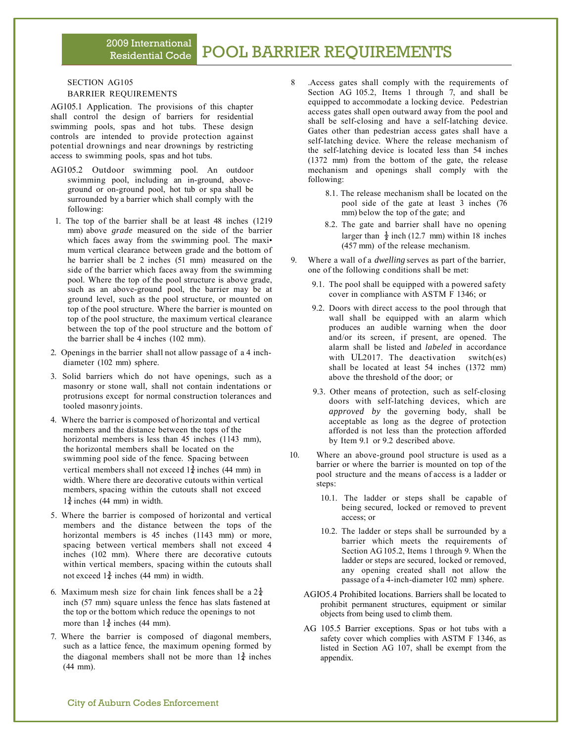# 2009 International Residential Code POOL BARRIER REQUIREMENTS

SECTION AG105

BARRIER REQUIREMENTS

AG105.1 Application. The provisions of this chapter shall control the design of barriers for residential swimming pools, spas and hot tubs. These design controls are intended to provide protection against potential drownings and near drownings by restricting access to swimming pools, spas and hot tubs.

AG105.2 Outdoor swimming pool. An outdoor swimming pool, including an in-ground, above-ground or on-ground pool, hot tub or spa shall be surrounded by a barrier which shall comply with the following:

1. The top of the barrier shall be at least 48 inches (1219 mm) above *grade* measured on the side of the barrier which faces away from the swimming pool. The maxi• mum vertical clearance between grade and the bottom of he barrier shall be 2 inches (51 mm) measured on the side of the barrier which faces away from the swimming pool. Where the top of the pool structure is above grade, such as an above-ground pool, the barrier may be at ground level, such as the pool structure, or mounted on top of the pool structure. Where the barrier is mounted on top of the pool structure, the maximum vertical clearance between the top of the pool structure and the bottom of the barrier shall be 4 inches (102 mm).
2. Openings in the barrier shall not allow passage of a 4 inch-diameter (102 mm) sphere.
3. Solid barriers which do not have openings, such as a masonry or stone wall, shall not contain indentations or protrusions except for normal construction tolerances and tooled masonry joints.
4. Where the barrier is composed of horizontal and vertical members and the distance between the tops of the horizontal members is less than 45 inches (1143 mm), the horizontal members shall be located on the swimming pool side of the fence. Spacing between vertical members shall not exceed $1\frac{3}{4}$ inches (44 mm) in width. Where there are decorative cutouts within vertical members, spacing within the cutouts shall not exceed $1\frac{3}{4}$ inches (44 mm) in width.
5. Where the barrier is composed of horizontal and vertical members and the distance between the tops of the horizontal members is 45 inches (1143 mm) or more, spacing between vertical members shall not exceed 4 inches (102 mm). Where there are decorative cutouts within vertical members, spacing within the cutouts shall not exceed $1\frac{3}{4}$ inches (44 mm) in width.
6. Maximum mesh size for chain link fences shall be a $2\frac{1}{4}$ inch (57 mm) square unless the fence has slats fastened at the top or the bottom which reduce the openings to not more than $1\frac{3}{4}$ inches (44 mm).
7. Where the barrier is composed of diagonal members, such as a lattice fence, the maximum opening formed by the diagonal members shall not be more than $1\frac{3}{4}$ inches (44 mm).
8. .Access gates shall comply with the requirements of Section AG 105.2, Items 1 through 7, and shall be equipped to accommodate a locking device. Pedestrian access gates shall open outward away from the pool and shall be self-closing and have a self-latching device. Gates other than pedestrian access gates shall have a self-latching device. Where the release mechanism of the self-latching device is located less than 54 inches (1372 mm) from the bottom of the gate, the release mechanism and openings shall comply with the following:
   - 8.1. The release mechanism shall be located on the pool side of the gate at least 3 inches (76 mm) below the top of the gate; and
   - 8.2. The gate and barrier shall have no opening larger than $\frac{1}{2}$ inch (12.7 mm) within 18 inches (457 mm) of the release mechanism.
9. Where a wall of a *dwelling* serves as part of the barrier, one of the following conditions shall be met:
   - 9.1. The pool shall be equipped with a powered safety cover in compliance with ASTM F 1346; or
   - 9.2. Doors with direct access to the pool through that wall shall be equipped with an alarm which produces an audible warning when the door and/or its screen, if present, are opened. The alarm shall be listed and *labeled* in accordance with UL2017. The deactivation switch(es) shall be located at least 54 inches (1372 mm) above the threshold of the door; or
   - 9.3. Other means of protection, such as self-closing doors with self-latching devices, which are *approved by* the governing body, shall be acceptable as long as the degree of protection afforded is not less than the protection afforded by Item 9.1 or 9.2 described above.
10. Where an above-ground pool structure is used as a barrier or where the barrier is mounted on top of the pool structure and the means of access is a ladder or steps:
    - 10.1. The ladder or steps shall be capable of being secured, locked or removed to prevent access; or
    - 10.2. The ladder or steps shall be surrounded by a barrier which meets the requirements of Section AG 105.2, Items 1 through 9. When the ladder or steps are secured, locked or removed, any opening created shall not allow the passage of a 4-inch-diameter 102 mm) sphere.

AGIO5.4 Prohibited locations. Barriers shall be located to prohibit permanent structures, equipment or similar objects from being used to climb them.

AG 105.5 Barrier exceptions. Spas or hot tubs with a safety cover which complies with ASTM F 1346, as listed in Section AG 107, shall be exempt from the appendix.

City of Auburn Codes Enforcement